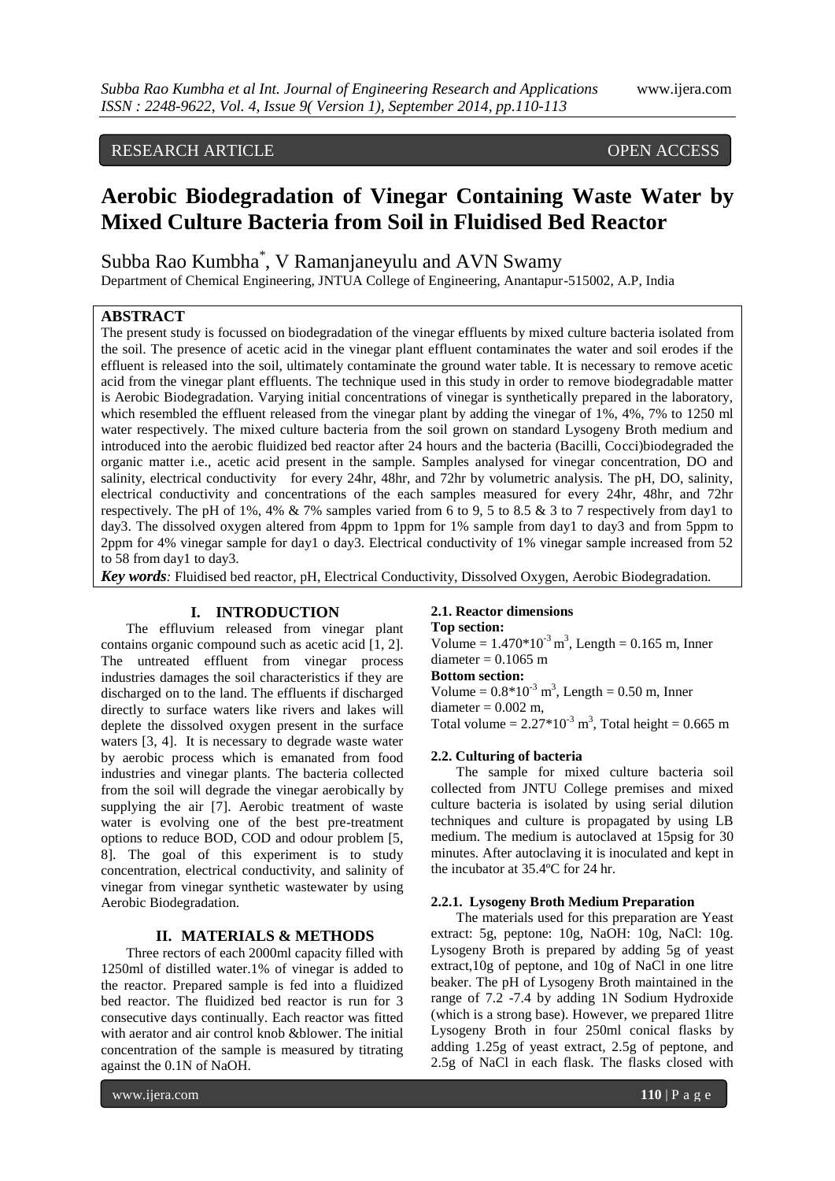RESEARCH ARTICLE OPEN ACCESS

# Aerobic Biodegradation of Vinegar Containing Waste Water by Mixed Culture Bacteria from Soil in Fluidised Bed Reactor

Subba Rao Kumbha*, V Ramanjaneyulu and AVN Swamy

Department of Chemical Engineering, JNTUA College of Engineering, Anantapur-515002, A.P, India

## ABSTRACT

The present study is focussed on biodegradation of the vinegar effluents by mixed culture bacteria isolated from the soil. The presence of acetic acid in the vinegar plant effluent contaminates the water and soil erodes if the effluent is released into the soil, ultimately contaminate the ground water table. It is necessary to remove acetic acid from the vinegar plant effluents. The technique used in this study in order to remove biodegradable matter is Aerobic Biodegradation. Varying initial concentrations of vinegar is synthetically prepared in the laboratory, which resembled the effluent released from the vinegar plant by adding the vinegar of 1%, 4%, 7% to 1250 ml water respectively. The mixed culture bacteria from the soil grown on standard Lysogeny Broth medium and introduced into the aerobic fluidized bed reactor after 24 hours and the bacteria (Bacilli, Cocci)biodegraded the organic matter i.e., acetic acid present in the sample. Samples analysed for vinegar concentration, DO and salinity, electrical conductivity for every 24hr, 48hr, and 72hr by volumetric analysis. The pH, DO, salinity, electrical conductivity and concentrations of the each samples measured for every 24hr, 48hr, and 72hr respectively. The pH of 1%, 4% & 7% samples varied from 6 to 9, 5 to 8.5 & 3 to 7 respectively from day1 to day3. The dissolved oxygen altered from 4ppm to 1ppm for 1% sample from day1 to day3 and from 5ppm to 2ppm for 4% vinegar sample for day1 o day3. Electrical conductivity of 1% vinegar sample increased from 52 to 58 from day1 to day3.

***Key words****:* Fluidised bed reactor, pH, Electrical Conductivity, Dissolved Oxygen, Aerobic Biodegradation.

## I. INTRODUCTION

The effluvium released from vinegar plant contains organic compound such as acetic acid [1, 2]. The untreated effluent from vinegar process industries damages the soil characteristics if they are discharged on to the land. The effluents if discharged directly to surface waters like rivers and lakes will deplete the dissolved oxygen present in the surface waters [3, 4]. It is necessary to degrade waste water by aerobic process which is emanated from food industries and vinegar plants. The bacteria collected from the soil will degrade the vinegar aerobically by supplying the air [7]. Aerobic treatment of waste water is evolving one of the best pre-treatment options to reduce BOD, COD and odour problem [5, 8]. The goal of this experiment is to study concentration, electrical conductivity, and salinity of vinegar from vinegar synthetic wastewater by using Aerobic Biodegradation.

## II. MATERIALS & METHODS

Three rectors of each 2000ml capacity filled with 1250ml of distilled water.1% of vinegar is added to the reactor. Prepared sample is fed into a fluidized bed reactor. The fluidized bed reactor is run for 3 consecutive days continually. Each reactor was fitted with aerator and air control knob &blower. The initial concentration of the sample is measured by titrating against the 0.1N of NaOH.

### 2.1. Reactor dimensions

**Top section:**

Volume = $1.470*10^{-3}$ $m^3$, Length = 0.165 m, Inner diameter = 0.1065 m

**Bottom section:**

Volume = $0.8*10^{-3}$ $m^3$, Length = 0.50 m, Inner diameter = 0.002 m,

Total volume = $2.27*10^{-3}$ $m^3$, Total height = 0.665 m

### 2.2. Culturing of bacteria

The sample for mixed culture bacteria soil collected from JNTU College premises and mixed culture bacteria is isolated by using serial dilution techniques and culture is propagated by using LB medium. The medium is autoclaved at 15psig for 30 minutes. After autoclaving it is inoculated and kept in the incubator at 35.4ºC for 24 hr.

#### 2.2.1. Lysogeny Broth Medium Preparation

The materials used for this preparation are Yeast extract: 5g, peptone: 10g, NaOH: 10g, NaCl: 10g. Lysogeny Broth is prepared by adding 5g of yeast extract,10g of peptone, and 10g of NaCl in one litre beaker. The pH of Lysogeny Broth maintained in the range of 7.2 -7.4 by adding 1N Sodium Hydroxide (which is a strong base). However, we prepared 1litre Lysogeny Broth in four 250ml conical flasks by adding 1.25g of yeast extract, 2.5g of peptone, and 2.5g of NaCl in each flask. The flasks closed with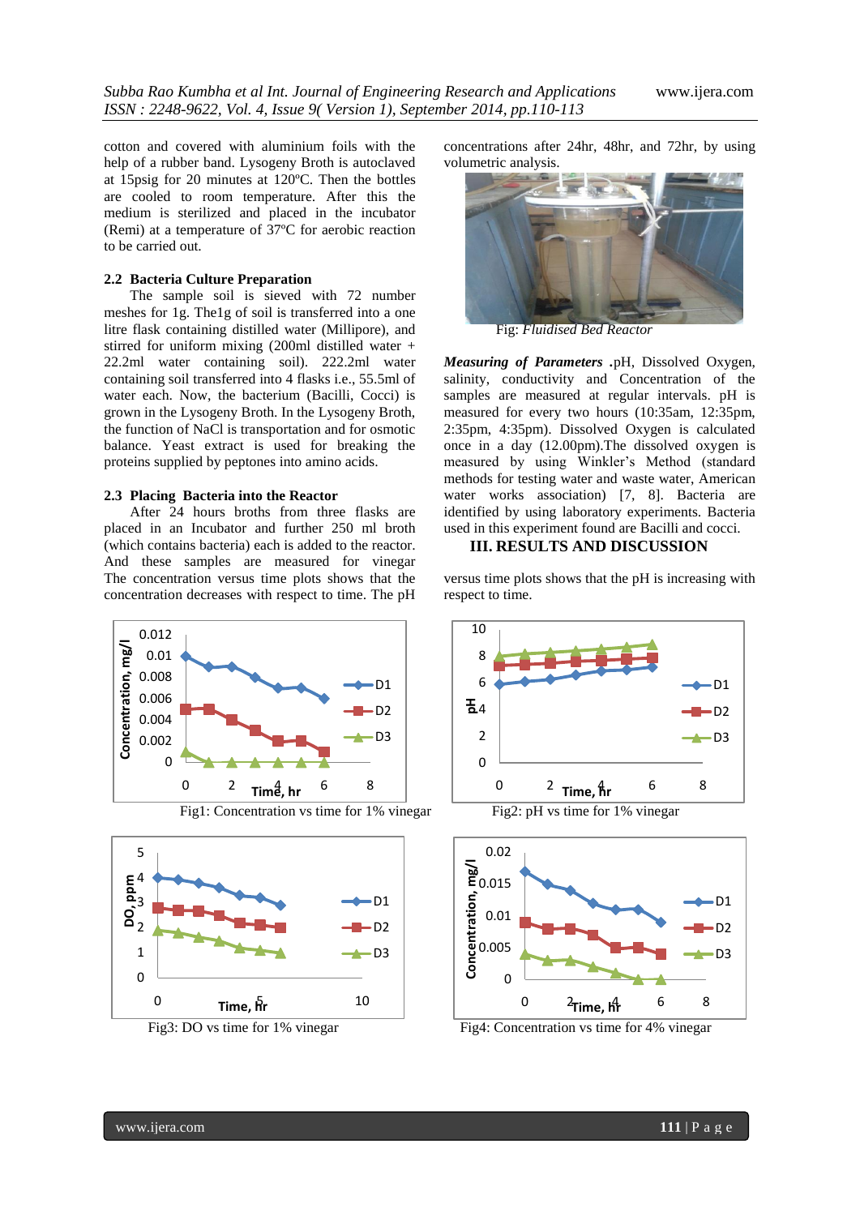cotton and covered with aluminium foils with the help of a rubber band. Lysogeny Broth is autoclaved at 15psig for 20 minutes at 120ºC. Then the bottles are cooled to room temperature. After this the medium is sterilized and placed in the incubator (Remi) at a temperature of 37ºC for aerobic reaction to be carried out.

### 2.2 Bacteria Culture Preparation

The sample soil is sieved with 72 number meshes for 1g. The1g of soil is transferred into a one litre flask containing distilled water (Millipore), and stirred for uniform mixing (200ml distilled water + 22.2ml water containing soil). 222.2ml water containing soil transferred into 4 flasks i.e., 55.5ml of water each. Now, the bacterium (Bacilli, Cocci) is grown in the Lysogeny Broth. In the Lysogeny Broth, the function of NaCl is transportation and for osmotic balance. Yeast extract is used for breaking the proteins supplied by peptones into amino acids.

### 2.3 Placing Bacteria into the Reactor

After 24 hours broths from three flasks are placed in an Incubator and further 250 ml broth (which contains bacteria) each is added to the reactor. And these samples are measured for vinegar concentrations after 24hr, 48hr, and 72hr, by using volumetric analysis.

Fig: *Fluidised Bed Reactor*

***Measuring of Parameters*** **.**pH, Dissolved Oxygen, salinity, conductivity and Concentration of the samples are measured at regular intervals. pH is measured for every two hours (10:35am, 12:35pm, 2:35pm, 4:35pm). Dissolved Oxygen is calculated once in a day (12.00pm).The dissolved oxygen is measured by using Winkler's Method (standard methods for testing water and waste water, American water works association) [7, 8]. Bacteria are identified by using laboratory experiments. Bacteria used in this experiment found are Bacilli and cocci.

## III. RESULTS AND DISCUSSION

The concentration versus time plots shows that the concentration decreases with respect to time. The pH versus time plots shows that the pH is increasing with respect to time.

Fig1: Concentration vs time for 1% vinegar

Fig2: pH vs time for 1% vinegar

Fig3: DO vs time for 1% vinegar

Fig4: Concentration vs time for 4% vinegar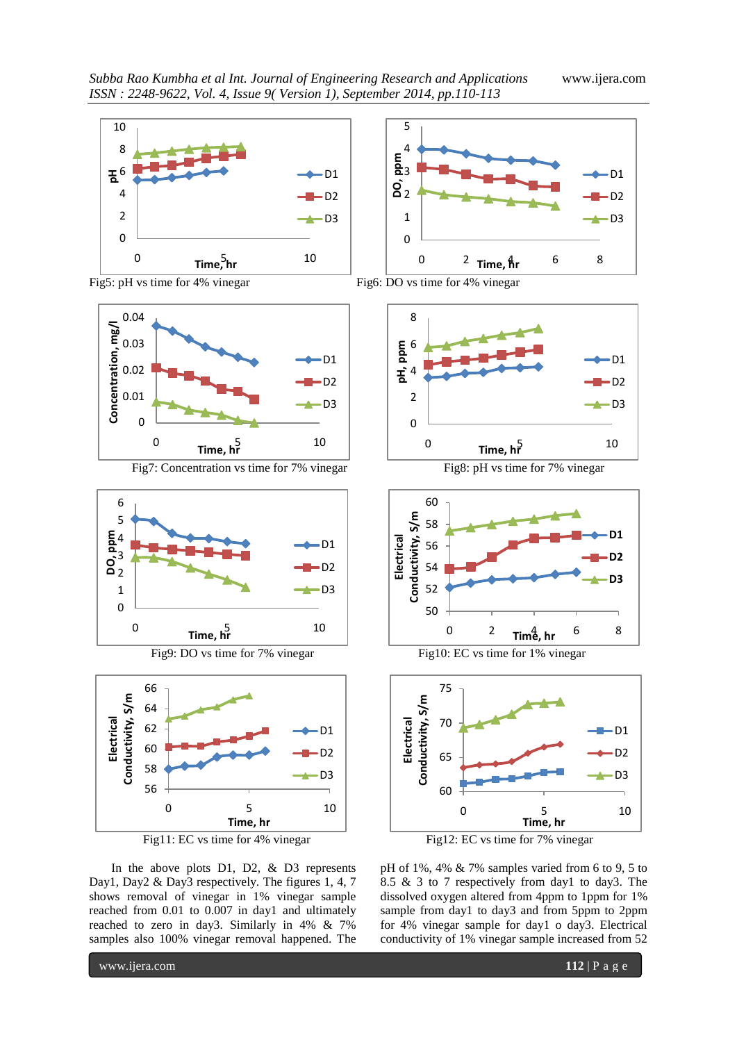Fig5: pH vs time for 4% vinegar

Fig6: DO vs time for 4% vinegar

Fig7: Concentration vs time for 7% vinegar

Fig8: pH vs time for 7% vinegar

Fig9: DO vs time for 7% vinegar

Fig10: EC vs time for 1% vinegar

Fig11: EC vs time for 4% vinegar

Fig12: EC vs time for 7% vinegar

In the above plots D1, D2, & D3 represents Day1, Day2 & Day3 respectively. The figures 1, 4, 7 shows removal of vinegar in 1% vinegar sample reached from 0.01 to 0.007 in day1 and ultimately reached to zero in day3. Similarly in 4% & 7% samples also 100% vinegar removal happened. The pH of 1%, 4% & 7% samples varied from 6 to 9, 5 to 8.5 & 3 to 7 respectively from day1 to day3. The dissolved oxygen altered from 4ppm to 1ppm for 1% sample from day1 to day3 and from 5ppm to 2ppm for 4% vinegar sample for day1 o day3. Electrical conductivity of 1% vinegar sample increased from 52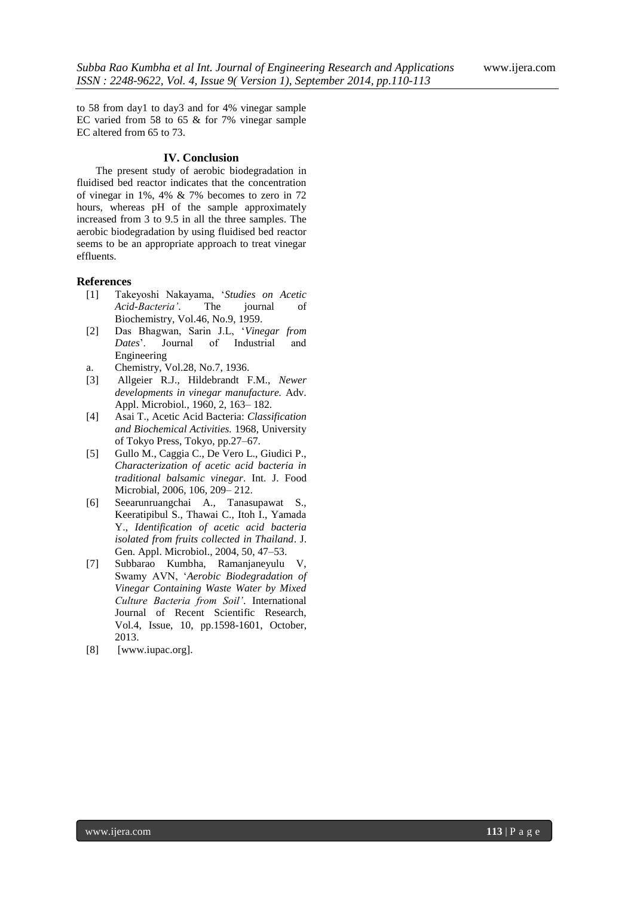to 58 from day1 to day3 and for 4% vinegar sample EC varied from 58 to 65 & for 7% vinegar sample EC altered from 65 to 73.

## IV. Conclusion

The present study of aerobic biodegradation in fluidised bed reactor indicates that the concentration of vinegar in 1%, 4% & 7% becomes to zero in 72 hours, whereas pH of the sample approximately increased from 3 to 9.5 in all the three samples. The aerobic biodegradation by using fluidised bed reactor seems to be an appropriate approach to treat vinegar effluents.

## References

[1] Takeyoshi Nakayama, '*Studies on Acetic Acid-Bacteria'*. The journal of Biochemistry, Vol.46, No.9, 1959.

[2] Das Bhagwan, Sarin J.L, '*Vinegar from Dates*'. Journal of Industrial and Engineering

a. Chemistry, Vol.28, No.7, 1936.

[3] Allgeier R.J., Hildebrandt F.M., *Newer developments in vinegar manufacture.* Adv. Appl. Microbiol., 1960, 2, 163– 182.

[4] Asai T., Acetic Acid Bacteria: *Classification and Biochemical Activities.* 1968, University of Tokyo Press, Tokyo, pp.27–67.

[5] Gullo M., Caggia C., De Vero L., Giudici P., *Characterization of acetic acid bacteria in traditional balsamic vinegar*. Int. J. Food Microbial, 2006, 106, 209– 212.

[6] Seearunruangchai A., Tanasupawat S., Keeratipibul S., Thawai C., Itoh I., Yamada Y., *Identification of acetic acid bacteria isolated from fruits collected in Thailand*. J. Gen. Appl. Microbiol., 2004, 50, 47–53.

[7] Subbarao Kumbha, Ramanjaneyulu V, Swamy AVN, '*Aerobic Biodegradation of Vinegar Containing Waste Water by Mixed Culture Bacteria from Soil'*. International Journal of Recent Scientific Research, Vol.4, Issue, 10, pp.1598-1601, October, 2013.

[8] [www.iupac.org].